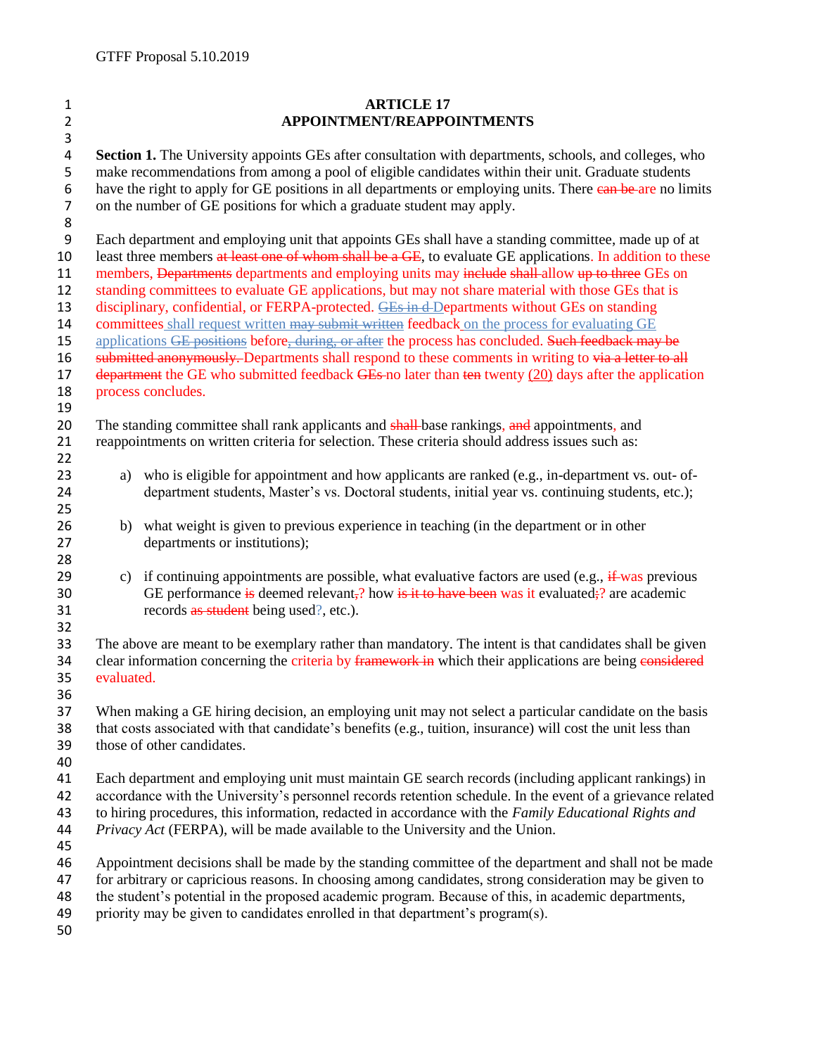# ARTICLE 17
# APPOINTMENT/REAPPOINTMENTS

**Section 1.** The University appoints GEs after consultation with departments, schools, and colleges, who make recommendations from among a pool of eligible candidates within their unit. Graduate students have the right to apply for GE positions in all departments or employing units. There ~~can be~~ are no limits on the number of GE positions for which a graduate student may apply.

Each department and employing unit that appoints GEs shall have a standing committee, made up of at least three members ~~at least one of whom shall be a GE~~, to evaluate GE applications. In addition to these members, ~~Departments~~ departments and employing units may ~~include~~ ~~shall~~ allow ~~up to three~~ GEs on standing committees to evaluate GE applications, but may not share material with those GEs that is disciplinary, confidential, or FERPA-protected. ~~GEs in d~~ Departments without GEs on standing committees shall request written ~~may submit written~~ feedback on the process for evaluating GE applications ~~GE positions~~ before~~, during, or after~~ the process has concluded. ~~Such feedback may be submitted anonymously.~~ Departments shall respond to these comments in writing to ~~via a letter to all department~~ the GE who submitted feedback ~~GEs~~ no later than ~~ten~~ twenty (20) days after the application process concludes.

The standing committee shall rank applicants and ~~shall~~ base rankings, ~~and~~ appointments, and reappointments on written criteria for selection. These criteria should address issues such as:

a) who is eligible for appointment and how applicants are ranked (e.g., in-department vs. out- of-department students, Master's vs. Doctoral students, initial year vs. continuing students, etc.);

b) what weight is given to previous experience in teaching (in the department or in other departments or institutions);

c) if continuing appointments are possible, what evaluative factors are used (e.g., ~~if~~ was previous GE performance ~~is~~ deemed relevant~~,~~? how ~~is it to have been~~ was it evaluated~~;~~? are academic records ~~as student~~ being used?, etc.).

The above are meant to be exemplary rather than mandatory. The intent is that candidates shall be given clear information concerning the criteria by ~~framework in~~ which their applications are being ~~considered~~ evaluated.

When making a GE hiring decision, an employing unit may not select a particular candidate on the basis that costs associated with that candidate's benefits (e.g., tuition, insurance) will cost the unit less than those of other candidates.

Each department and employing unit must maintain GE search records (including applicant rankings) in accordance with the University's personnel records retention schedule. In the event of a grievance related to hiring procedures, this information, redacted in accordance with the *Family Educational Rights and Privacy Act* (FERPA), will be made available to the University and the Union.

Appointment decisions shall be made by the standing committee of the department and shall not be made for arbitrary or capricious reasons. In choosing among candidates, strong consideration may be given to the student's potential in the proposed academic program. Because of this, in academic departments, priority may be given to candidates enrolled in that department's program(s).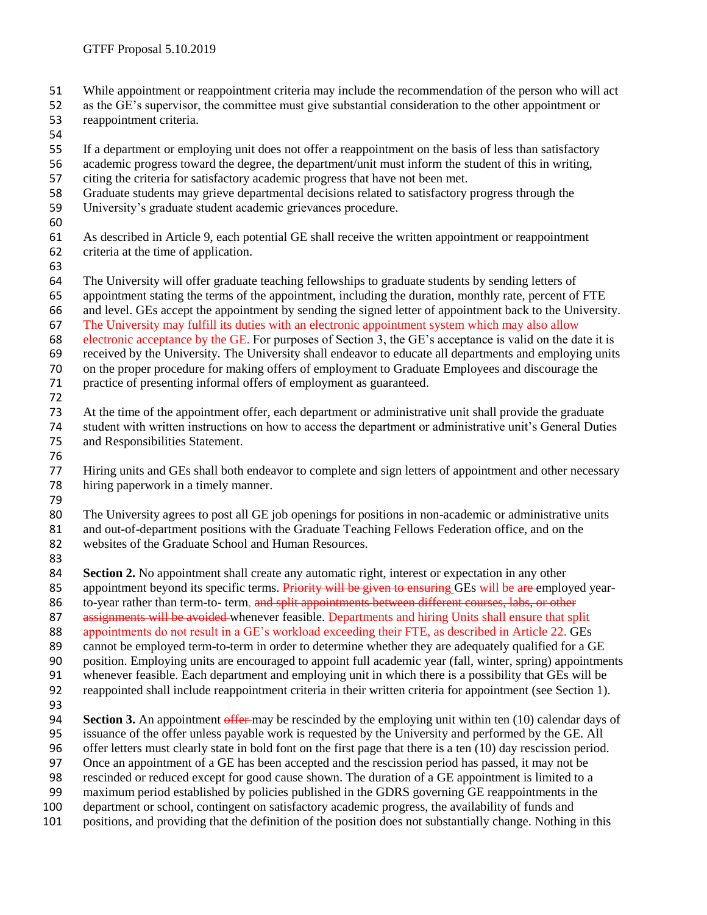While appointment or reappointment criteria may include the recommendation of the person who will act as the GE's supervisor, the committee must give substantial consideration to the other appointment or reappointment criteria.

If a department or employing unit does not offer a reappointment on the basis of less than satisfactory academic progress toward the degree, the department/unit must inform the student of this in writing, citing the criteria for satisfactory academic progress that have not been met. Graduate students may grieve departmental decisions related to satisfactory progress through the University's graduate student academic grievances procedure.

As described in Article 9, each potential GE shall receive the written appointment or reappointment criteria at the time of application.

The University will offer graduate teaching fellowships to graduate students by sending letters of appointment stating the terms of the appointment, including the duration, monthly rate, percent of FTE and level. GEs accept the appointment by sending the signed letter of appointment back to the University. The University may fulfill its duties with an electronic appointment system which may also allow electronic acceptance by the GE. For purposes of Section 3, the GE's acceptance is valid on the date it is received by the University. The University shall endeavor to educate all departments and employing units on the proper procedure for making offers of employment to Graduate Employees and discourage the practice of presenting informal offers of employment as guaranteed.

At the time of the appointment offer, each department or administrative unit shall provide the graduate student with written instructions on how to access the department or administrative unit's General Duties and Responsibilities Statement.

Hiring units and GEs shall both endeavor to complete and sign letters of appointment and other necessary hiring paperwork in a timely manner.

The University agrees to post all GE job openings for positions in non-academic or administrative units and out-of-department positions with the Graduate Teaching Fellows Federation office, and on the websites of the Graduate School and Human Resources.

**Section 2.** No appointment shall create any automatic right, interest or expectation in any other appointment beyond its specific terms. ~~Priority will be given to ensuring~~ GEs will be ~~are~~ employed year-to-year rather than term-to- term, ~~and split appointments between different courses, labs, or other assignments will be avoided~~ whenever feasible. Departments and hiring Units shall ensure that split appointments do not result in a GE's workload exceeding their FTE, as described in Article 22. GEs cannot be employed term-to-term in order to determine whether they are adequately qualified for a GE position. Employing units are encouraged to appoint full academic year (fall, winter, spring) appointments whenever feasible. Each department and employing unit in which there is a possibility that GEs will be reappointed shall include reappointment criteria in their written criteria for appointment (see Section 1).

**Section 3.** An appointment ~~offer~~ may be rescinded by the employing unit within ten (10) calendar days of issuance of the offer unless payable work is requested by the University and performed by the GE. All offer letters must clearly state in bold font on the first page that there is a ten (10) day rescission period. Once an appointment of a GE has been accepted and the rescission period has passed, it may not be rescinded or reduced except for good cause shown. The duration of a GE appointment is limited to a maximum period established by policies published in the GDRS governing GE reappointments in the department or school, contingent on satisfactory academic progress, the availability of funds and positions, and providing that the definition of the position does not substantially change. Nothing in this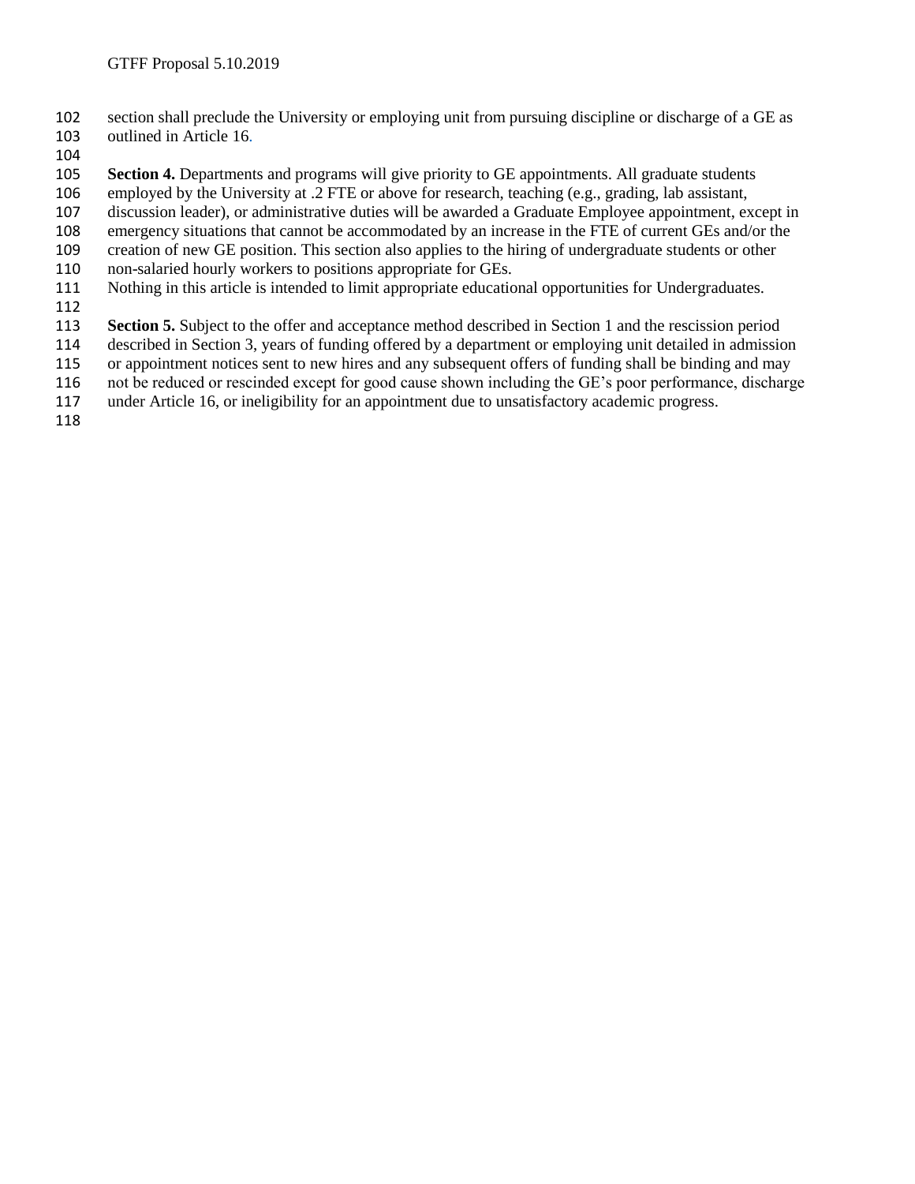section shall preclude the University or employing unit from pursuing discipline or discharge of a GE as outlined in Article 16.

**Section 4.** Departments and programs will give priority to GE appointments. All graduate students employed by the University at .2 FTE or above for research, teaching (e.g., grading, lab assistant, discussion leader), or administrative duties will be awarded a Graduate Employee appointment, except in emergency situations that cannot be accommodated by an increase in the FTE of current GEs and/or the creation of new GE position. This section also applies to the hiring of undergraduate students or other non-salaried hourly workers to positions appropriate for GEs.
Nothing in this article is intended to limit appropriate educational opportunities for Undergraduates.

**Section 5.** Subject to the offer and acceptance method described in Section 1 and the rescission period described in Section 3, years of funding offered by a department or employing unit detailed in admission or appointment notices sent to new hires and any subsequent offers of funding shall be binding and may not be reduced or rescinded except for good cause shown including the GE's poor performance, discharge under Article 16, or ineligibility for an appointment due to unsatisfactory academic progress.